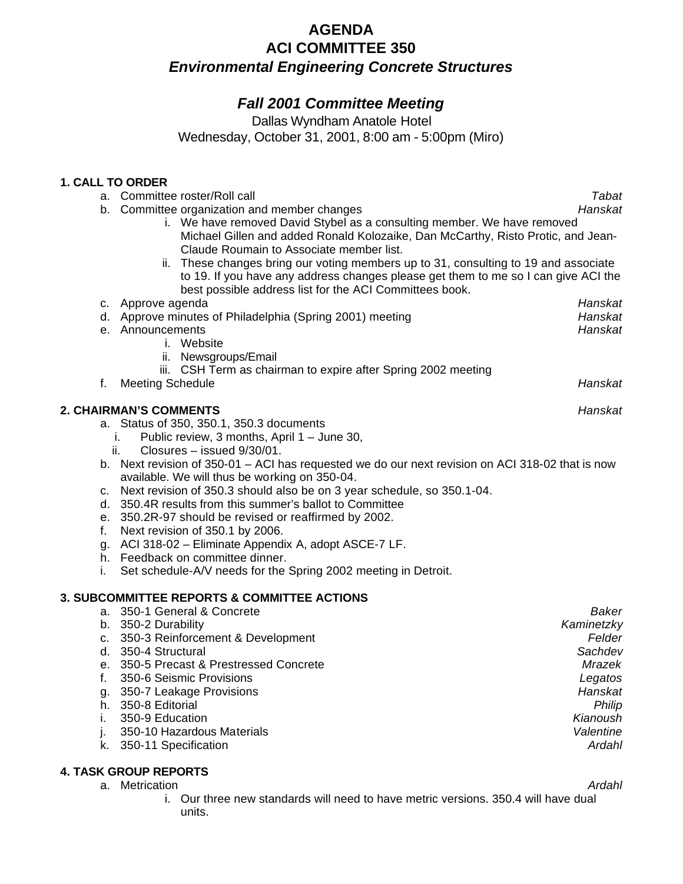# AGENDA
# ACI COMMITTEE 350
## *Environmental Engineering Concrete Structures*

### *Fall 2001 Committee Meeting*

Dallas Wyndham Anatole Hotel
Wednesday, October 31, 2001, 8:00 am - 5:00pm (Miro)

**1. CALL TO ORDER**

a. Committee roster/Roll call — *Tabat*

b. Committee organization and member changes — *Hanskat*

   i. We have removed David Stybel as a consulting member. We have removed Michael Gillen and added Ronald Kolozaike, Dan McCarthy, Risto Protic, and Jean-Claude Roumain to Associate member list.

   ii. These changes bring our voting members up to 31, consulting to 19 and associate to 19. If you have any address changes please get them to me so I can give ACI the best possible address list for the ACI Committees book.

c. Approve agenda — *Hanskat*

d. Approve minutes of Philadelphia (Spring 2001) meeting — *Hanskat*

e. Announcements — *Hanskat*

   i. Website

   ii. Newsgroups/Email

   iii. CSH Term as chairman to expire after Spring 2002 meeting

f. Meeting Schedule — *Hanskat*

**2. CHAIRMAN'S COMMENTS** — *Hanskat*

a. Status of 350, 350.1, 350.3 documents

   i. Public review, 3 months, April 1 – June 30,

   ii. Closures – issued 9/30/01.

b. Next revision of 350-01 – ACI has requested we do our next revision on ACI 318-02 that is now available. We will thus be working on 350-04.

c. Next revision of 350.3 should also be on 3 year schedule, so 350.1-04.

d. 350.4R results from this summer's ballot to Committee

e. 350.2R-97 should be revised or reaffirmed by 2002.

f. Next revision of 350.1 by 2006.

g. ACI 318-02 – Eliminate Appendix A, adopt ASCE-7 LF.

h. Feedback on committee dinner.

i. Set schedule-A/V needs for the Spring 2002 meeting in Detroit.

**3. SUBCOMMITTEE REPORTS & COMMITTEE ACTIONS**

a. 350-1 General & Concrete — *Baker*

b. 350-2 Durability — *Kaminetzky*

c. 350-3 Reinforcement & Development — *Felder*

d. 350-4 Structural — *Sachdev*

e. 350-5 Precast & Prestressed Concrete — *Mrazek*

f. 350-6 Seismic Provisions — *Legatos*

g. 350-7 Leakage Provisions — *Hanskat*

h. 350-8 Editorial — *Philip*

i. 350-9 Education — *Kianoush*

j. 350-10 Hazardous Materials — *Valentine*

k. 350-11 Specification — *Ardahl*

**4. TASK GROUP REPORTS**

a. Metrication — *Ardahl*

   i. Our three new standards will need to have metric versions. 350.4 will have dual units.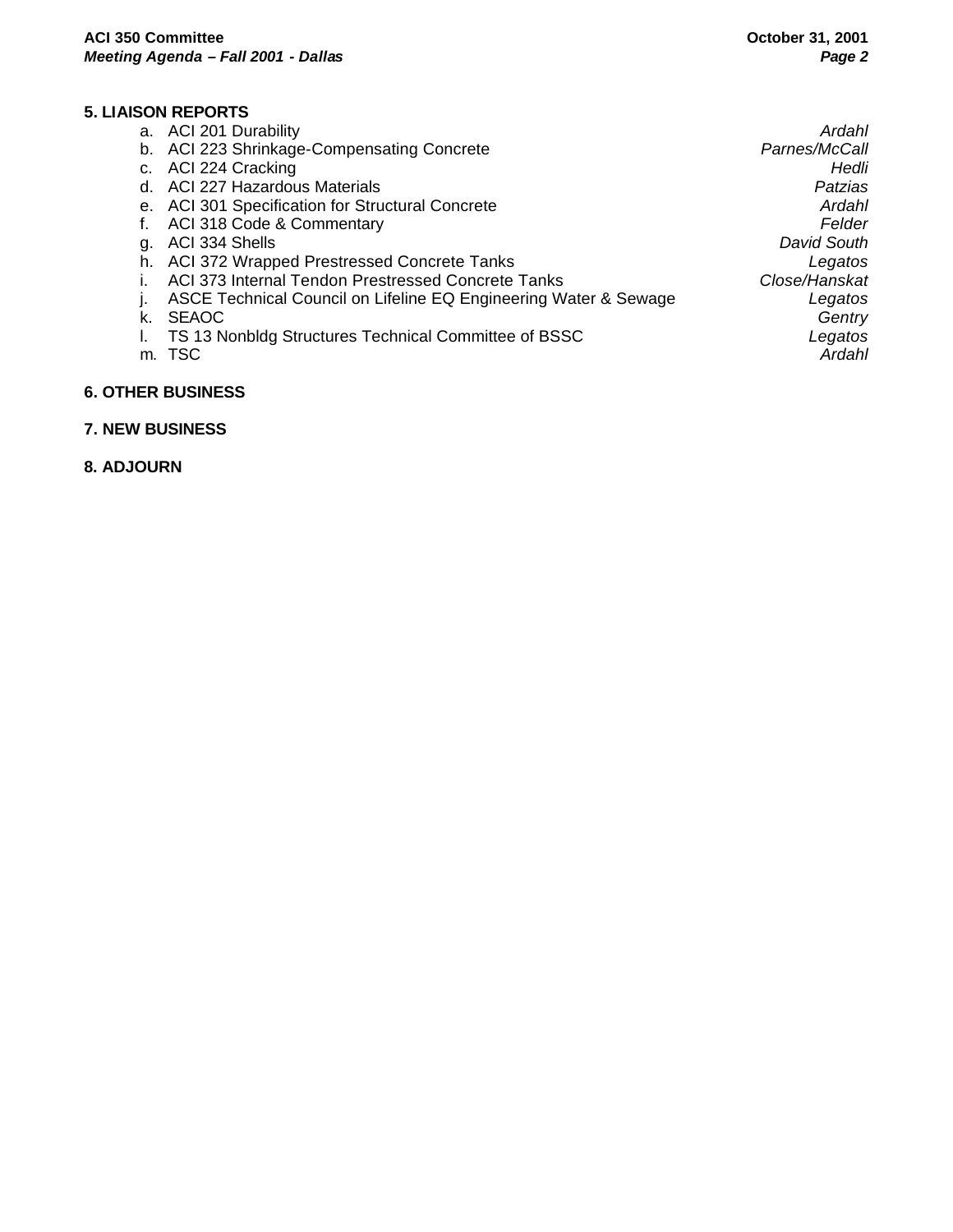## 5. LIAISON REPORTS

a. ACI 201 Durability — *Ardahl*
b. ACI 223 Shrinkage-Compensating Concrete — *Parnes/McCall*
c. ACI 224 Cracking — *Hedli*
d. ACI 227 Hazardous Materials — *Patzias*
e. ACI 301 Specification for Structural Concrete — *Ardahl*
f. ACI 318 Code & Commentary — *Felder*
g. ACI 334 Shells — *David South*
h. ACI 372 Wrapped Prestressed Concrete Tanks — *Legatos*
i. ACI 373 Internal Tendon Prestressed Concrete Tanks — *Close/Hanskat*
j. ASCE Technical Council on Lifeline EQ Engineering Water & Sewage — *Legatos*
k. SEAOC — *Gentry*
l. TS 13 Nonbldg Structures Technical Committee of BSSC — *Legatos*
m. TSC — *Ardahl*

## 6. OTHER BUSINESS

## 7. NEW BUSINESS

## 8. ADJOURN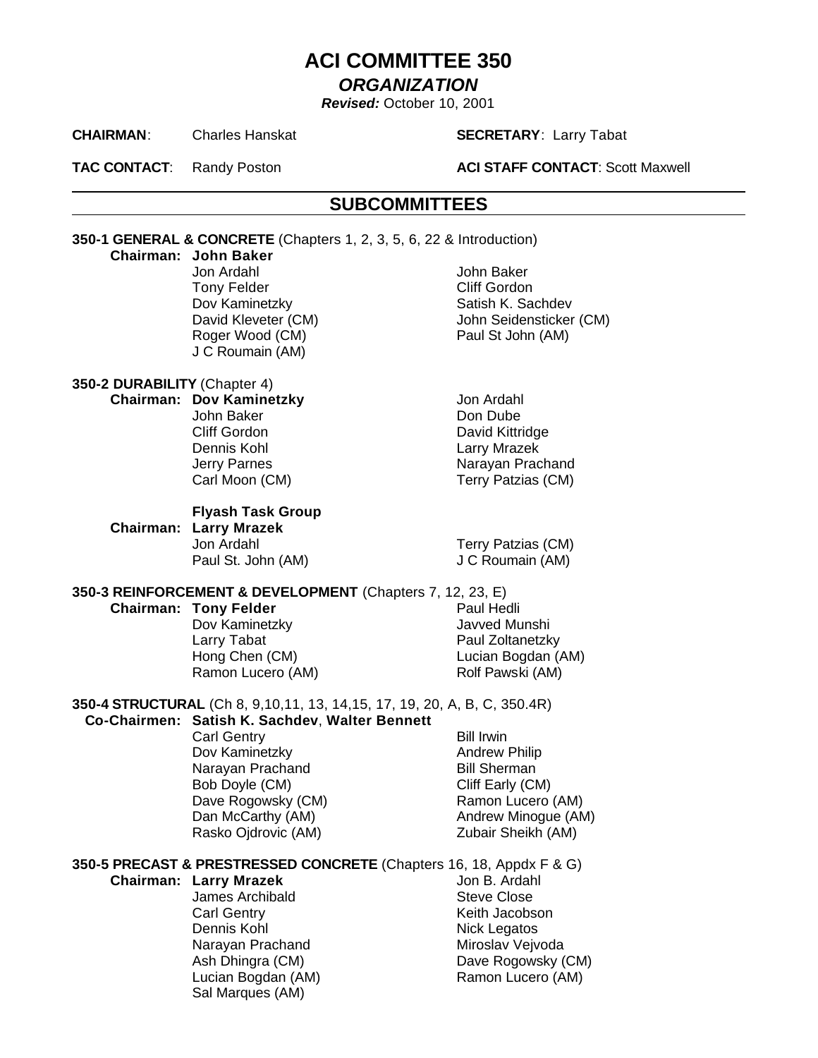# ACI COMMITTEE 350

## *ORGANIZATION*

***Revised:*** October 10, 2001

**CHAIRMAN**: Charles Hanskat

**SECRETARY**: Larry Tabat

**TAC CONTACT**: Randy Poston

**ACI STAFF CONTACT**: Scott Maxwell

## SUBCOMMITTEES

### 350-1 GENERAL & CONCRETE (Chapters 1, 2, 3, 5, 6, 22 & Introduction)

**Chairman: John Baker**

- Jon Ardahl
- John Baker
- Tony Felder
- Cliff Gordon
- Dov Kaminetzky
- Satish K. Sachdev
- David Kleveter (CM)
- John Seidensticker (CM)
- Roger Wood (CM)
- Paul St John (AM)
- J C Roumain (AM)

### 350-2 DURABILITY (Chapter 4)

**Chairman: Dov Kaminetzky**

- Jon Ardahl
- John Baker
- Don Dube
- Cliff Gordon
- David Kittridge
- Dennis Kohl
- Larry Mrazek
- Jerry Parnes
- Narayan Prachand
- Carl Moon (CM)
- Terry Patzias (CM)

**Flyash Task Group**

**Chairman: Larry Mrazek**

- Jon Ardahl
- Terry Patzias (CM)
- Paul St. John (AM)
- J C Roumain (AM)

### 350-3 REINFORCEMENT & DEVELOPMENT (Chapters 7, 12, 23, E)

**Chairman: Tony Felder**

- Paul Hedli
- Dov Kaminetzky
- Javved Munshi
- Larry Tabat
- Paul Zoltanetzky
- Hong Chen (CM)
- Lucian Bogdan (AM)
- Ramon Lucero (AM)
- Rolf Pawski (AM)

### 350-4 STRUCTURAL (Ch 8, 9,10,11, 13, 14,15, 17, 19, 20, A, B, C, 350.4R)

**Co-Chairmen: Satish K. Sachdev, Walter Bennett**

- Carl Gentry
- Bill Irwin
- Dov Kaminetzky
- Andrew Philip
- Narayan Prachand
- Bill Sherman
- Bob Doyle (CM)
- Cliff Early (CM)
- Dave Rogowsky (CM)
- Ramon Lucero (AM)
- Dan McCarthy (AM)
- Andrew Minogue (AM)
- Rasko Ojdrovic (AM)
- Zubair Sheikh (AM)

### 350-5 PRECAST & PRESTRESSED CONCRETE (Chapters 16, 18, Appdx F & G)

**Chairman: Larry Mrazek**

- Jon B. Ardahl
- James Archibald
- Steve Close
- Carl Gentry
- Keith Jacobson
- Dennis Kohl
- Nick Legatos
- Narayan Prachand
- Miroslav Vejvoda
- Ash Dhingra (CM)
- Dave Rogowsky (CM)
- Lucian Bogdan (AM)
- Ramon Lucero (AM)
- Sal Marques (AM)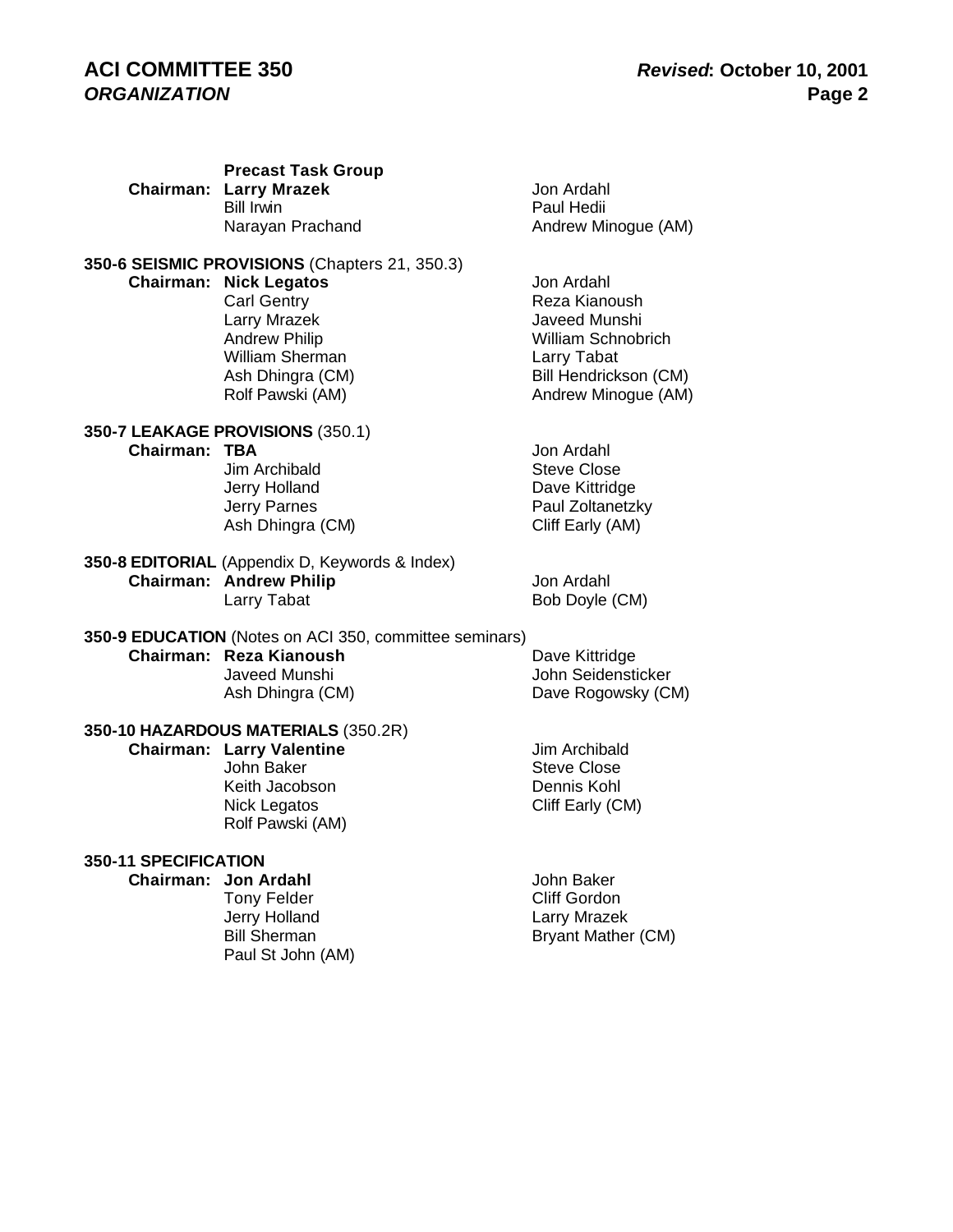**Precast Task Group**

**Chairman: Larry Mrazek**

Bill Irwin
Narayan Prachand
Jon Ardahl
Paul Hedii
Andrew Minogue (AM)

**350-6 SEISMIC PROVISIONS** (Chapters 21, 350.3)

**Chairman: Nick Legatos**

Carl Gentry
Larry Mrazek
Andrew Philip
William Sherman
Ash Dhingra (CM)
Rolf Pawski (AM)
Jon Ardahl
Reza Kianoush
Javeed Munshi
William Schnobrich
Larry Tabat
Bill Hendrickson (CM)
Andrew Minogue (AM)

**350-7 LEAKAGE PROVISIONS** (350.1)

**Chairman: TBA**

Jim Archibald
Jerry Holland
Jerry Parnes
Ash Dhingra (CM)
Jon Ardahl
Steve Close
Dave Kittridge
Paul Zoltanetzky
Cliff Early (AM)

**350-8 EDITORIAL** (Appendix D, Keywords & Index)

**Chairman: Andrew Philip**

Larry Tabat
Jon Ardahl
Bob Doyle (CM)

**350-9 EDUCATION** (Notes on ACI 350, committee seminars)

**Chairman: Reza Kianoush**

Javeed Munshi
Ash Dhingra (CM)
Dave Kittridge
John Seidensticker
Dave Rogowsky (CM)

**350-10 HAZARDOUS MATERIALS** (350.2R)

**Chairman: Larry Valentine**

John Baker
Keith Jacobson
Nick Legatos
Rolf Pawski (AM)
Jim Archibald
Steve Close
Dennis Kohl
Cliff Early (CM)

**350-11 SPECIFICATION**

**Chairman: Jon Ardahl**

Tony Felder
Jerry Holland
Bill Sherman
Paul St John (AM)
John Baker
Cliff Gordon
Larry Mrazek
Bryant Mather (CM)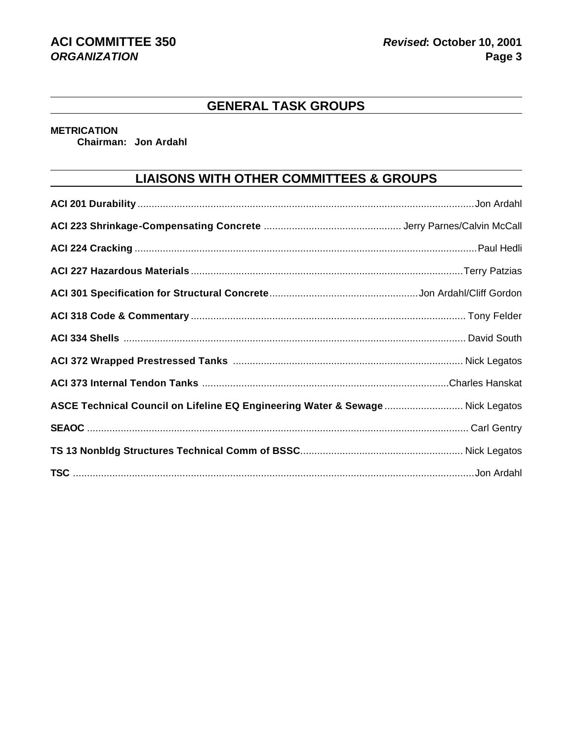## GENERAL TASK GROUPS

**METRICATION**
**Chairman: Jon Ardahl**

## LIAISONS WITH OTHER COMMITTEES & GROUPS

**ACI 201 Durability** .......... Jon Ardahl

**ACI 223 Shrinkage-Compensating Concrete** .......... Jerry Parnes/Calvin McCall

**ACI 224 Cracking** .......... Paul Hedli

**ACI 227 Hazardous Materials** .......... Terry Patzias

**ACI 301 Specification for Structural Concrete** .......... Jon Ardahl/Cliff Gordon

**ACI 318 Code & Commentary** .......... Tony Felder

**ACI 334 Shells** .......... David South

**ACI 372 Wrapped Prestressed Tanks** .......... Nick Legatos

**ACI 373 Internal Tendon Tanks** .......... Charles Hanskat

**ASCE Technical Council on Lifeline EQ Engineering Water & Sewage** .......... Nick Legatos

**SEAOC** .......... Carl Gentry

**TS 13 Nonbldg Structures Technical Comm of BSSC** .......... Nick Legatos

**TSC** .......... Jon Ardahl